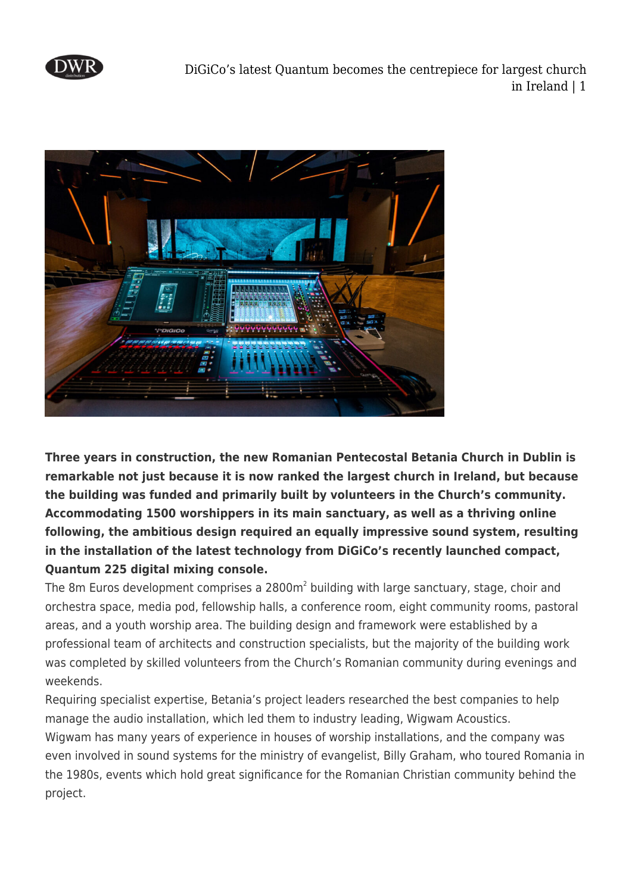**Three years in construction, the new Romanian Pentecostal Betania Church in Dublin is remarkable not just because it is now ranked the largest church in Ireland, but because the building was funded and primarily built by volunteers in the Church's community. Accommodating 1500 worshippers in its main sanctuary, as well as a thriving online following, the ambitious design required an equally impressive sound system, resulting in the installation of the latest technology from DiGiCo's recently launched compact, Quantum 225 digital mixing console.**

The 8m Euros development comprises a 2800m$^2$ building with large sanctuary, stage, choir and orchestra space, media pod, fellowship halls, a conference room, eight community rooms, pastoral areas, and a youth worship area. The building design and framework were established by a professional team of architects and construction specialists, but the majority of the building work was completed by skilled volunteers from the Church's Romanian community during evenings and weekends.

Requiring specialist expertise, Betania's project leaders researched the best companies to help manage the audio installation, which led them to industry leading, Wigwam Acoustics.

Wigwam has many years of experience in houses of worship installations, and the company was even involved in sound systems for the ministry of evangelist, Billy Graham, who toured Romania in the 1980s, events which hold great significance for the Romanian Christian community behind the project.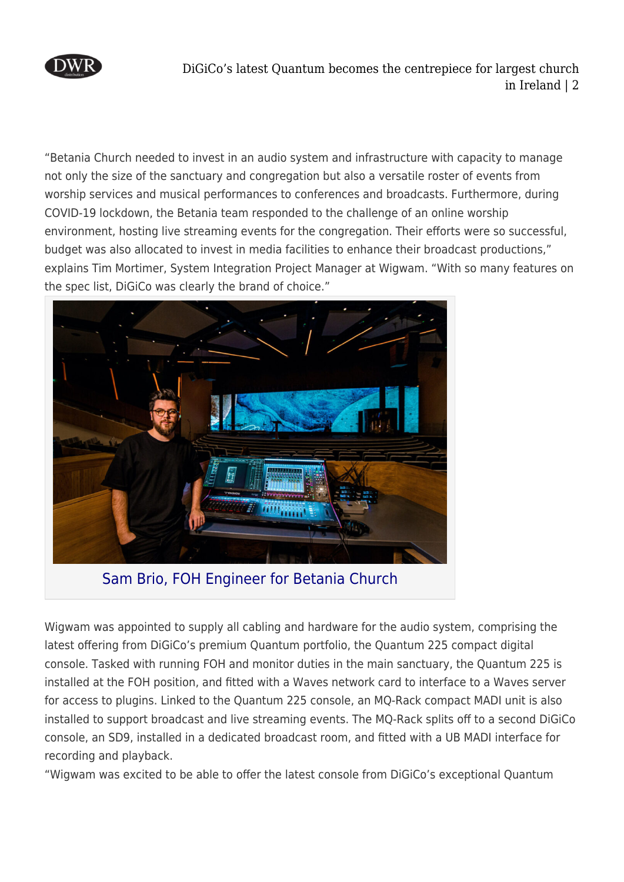"Betania Church needed to invest in an audio system and infrastructure with capacity to manage not only the size of the sanctuary and congregation but also a versatile roster of events from worship services and musical performances to conferences and broadcasts. Furthermore, during COVID-19 lockdown, the Betania team responded to the challenge of an online worship environment, hosting live streaming events for the congregation. Their efforts were so successful, budget was also allocated to invest in media facilities to enhance their broadcast productions," explains Tim Mortimer, System Integration Project Manager at Wigwam. "With so many features on the spec list, DiGiCo was clearly the brand of choice."

Sam Brio, FOH Engineer for Betania Church

Wigwam was appointed to supply all cabling and hardware for the audio system, comprising the latest offering from DiGiCo's premium Quantum portfolio, the Quantum 225 compact digital console. Tasked with running FOH and monitor duties in the main sanctuary, the Quantum 225 is installed at the FOH position, and fitted with a Waves network card to interface to a Waves server for access to plugins. Linked to the Quantum 225 console, an MQ-Rack compact MADI unit is also installed to support broadcast and live streaming events. The MQ-Rack splits off to a second DiGiCo console, an SD9, installed in a dedicated broadcast room, and fitted with a UB MADI interface for recording and playback.

"Wigwam was excited to be able to offer the latest console from DiGiCo's exceptional Quantum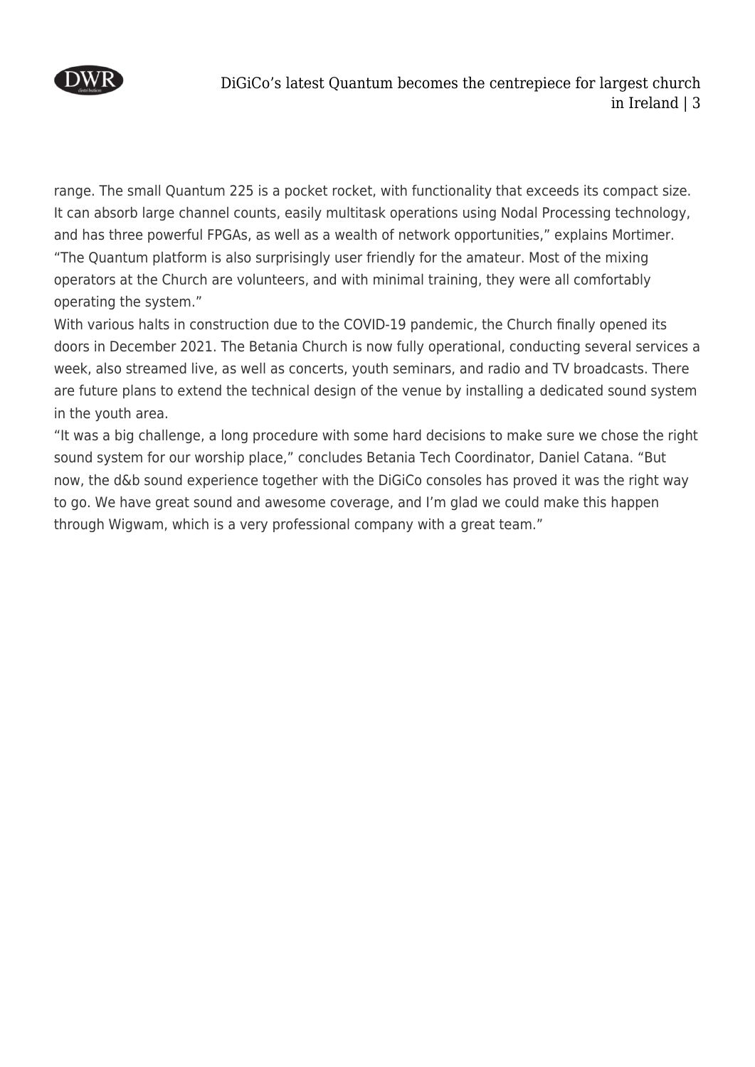range. The small Quantum 225 is a pocket rocket, with functionality that exceeds its compact size. It can absorb large channel counts, easily multitask operations using Nodal Processing technology, and has three powerful FPGAs, as well as a wealth of network opportunities," explains Mortimer. "The Quantum platform is also surprisingly user friendly for the amateur. Most of the mixing operators at the Church are volunteers, and with minimal training, they were all comfortably operating the system."

With various halts in construction due to the COVID-19 pandemic, the Church finally opened its doors in December 2021. The Betania Church is now fully operational, conducting several services a week, also streamed live, as well as concerts, youth seminars, and radio and TV broadcasts. There are future plans to extend the technical design of the venue by installing a dedicated sound system in the youth area.

"It was a big challenge, a long procedure with some hard decisions to make sure we chose the right sound system for our worship place," concludes Betania Tech Coordinator, Daniel Catana. "But now, the d&b sound experience together with the DiGiCo consoles has proved it was the right way to go. We have great sound and awesome coverage, and I'm glad we could make this happen through Wigwam, which is a very professional company with a great team."